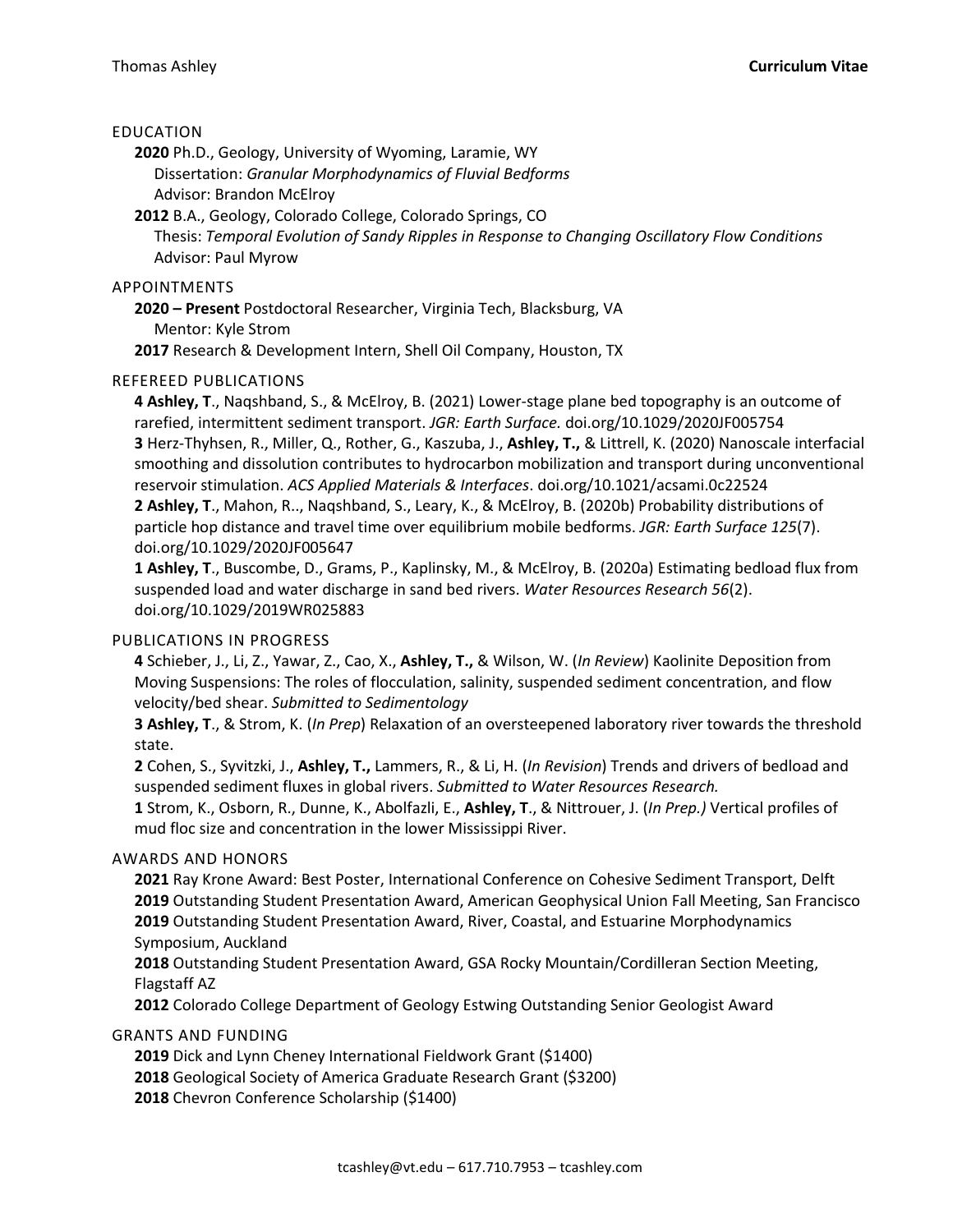Thomas Ashley **Curriculum Vitae**

## EDUCATION

**2020** Ph.D., Geology, University of Wyoming, Laramie, WY
Dissertation: *Granular Morphodynamics of Fluvial Bedforms*
Advisor: Brandon McElroy

**2012** B.A., Geology, Colorado College, Colorado Springs, CO
Thesis: *Temporal Evolution of Sandy Ripples in Response to Changing Oscillatory Flow Conditions*
Advisor: Paul Myrow

## APPOINTMENTS

**2020 – Present** Postdoctoral Researcher, Virginia Tech, Blacksburg, VA
Mentor: Kyle Strom

**2017** Research & Development Intern, Shell Oil Company, Houston, TX

## REFEREED PUBLICATIONS

**4** **Ashley, T**., Naqshband, S., & McElroy, B. (2021) Lower-stage plane bed topography is an outcome of rarefied, intermittent sediment transport. *JGR: Earth Surface.* doi.org/10.1029/2020JF005754

**3** Herz-Thyhsen, R., Miller, Q., Rother, G., Kaszuba, J., **Ashley, T.,** & Littrell, K. (2020) Nanoscale interfacial smoothing and dissolution contributes to hydrocarbon mobilization and transport during unconventional reservoir stimulation. *ACS Applied Materials & Interfaces*. doi.org/10.1021/acsami.0c22524

**2** **Ashley, T**., Mahon, R.., Naqshband, S., Leary, K., & McElroy, B. (2020b) Probability distributions of particle hop distance and travel time over equilibrium mobile bedforms. *JGR: Earth Surface 125*(7). doi.org/10.1029/2020JF005647

**1** **Ashley, T**., Buscombe, D., Grams, P., Kaplinsky, M., & McElroy, B. (2020a) Estimating bedload flux from suspended load and water discharge in sand bed rivers. *Water Resources Research 56*(2). doi.org/10.1029/2019WR025883

## PUBLICATIONS IN PROGRESS

**4** Schieber, J., Li, Z., Yawar, Z., Cao, X., **Ashley, T.,** & Wilson, W. (*In Review*) Kaolinite Deposition from Moving Suspensions: The roles of flocculation, salinity, suspended sediment concentration, and flow velocity/bed shear. *Submitted to Sedimentology*

**3** **Ashley, T**., & Strom, K. (*In Prep*) Relaxation of an oversteepened laboratory river towards the threshold state.

**2** Cohen, S., Syvitzki, J., **Ashley, T.,** Lammers, R., & Li, H. (*In Revision*) Trends and drivers of bedload and suspended sediment fluxes in global rivers. *Submitted to Water Resources Research.*

**1** Strom, K., Osborn, R., Dunne, K., Abolfazli, E., **Ashley, T**., & Nittrouer, J. (*In Prep.)* Vertical profiles of mud floc size and concentration in the lower Mississippi River.

## AWARDS AND HONORS

**2021** Ray Krone Award: Best Poster, International Conference on Cohesive Sediment Transport, Delft

**2019** Outstanding Student Presentation Award, American Geophysical Union Fall Meeting, San Francisco

**2019** Outstanding Student Presentation Award, River, Coastal, and Estuarine Morphodynamics Symposium, Auckland

**2018** Outstanding Student Presentation Award, GSA Rocky Mountain/Cordilleran Section Meeting, Flagstaff AZ

**2012** Colorado College Department of Geology Estwing Outstanding Senior Geologist Award

## GRANTS AND FUNDING

**2019** Dick and Lynn Cheney International Fieldwork Grant ($1400)

**2018** Geological Society of America Graduate Research Grant ($3200)

**2018** Chevron Conference Scholarship ($1400)

tcashley@vt.edu – 617.710.7953 – tcashley.com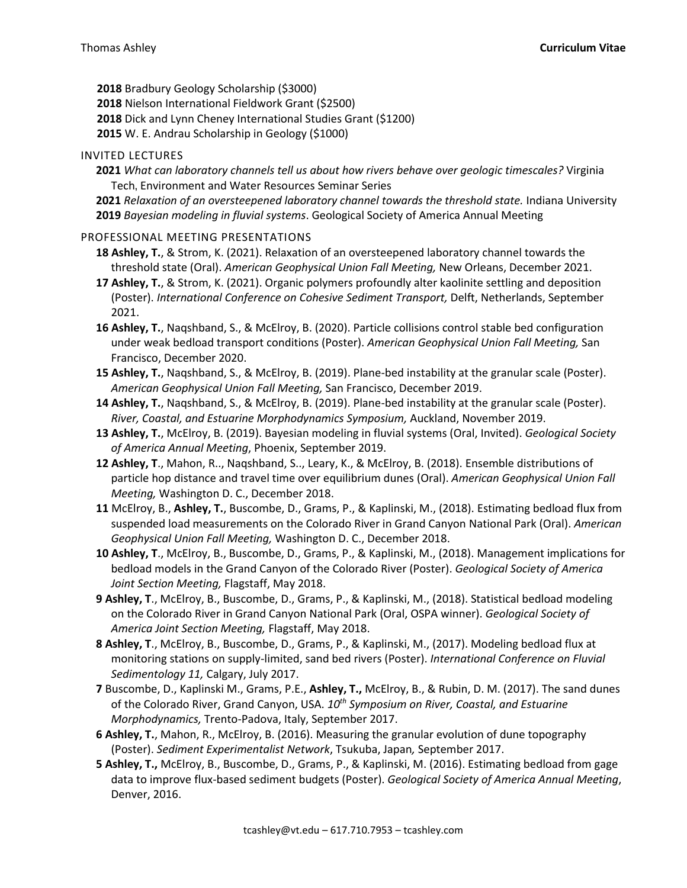**2018** Bradbury Geology Scholarship ($3000)
**2018** Nielson International Fieldwork Grant ($2500)
**2018** Dick and Lynn Cheney International Studies Grant ($1200)
**2015** W. E. Andrau Scholarship in Geology ($1000)

## INVITED LECTURES

**2021** *What can laboratory channels tell us about how rivers behave over geologic timescales?* Virginia Tech, Environment and Water Resources Seminar Series
**2021** *Relaxation of an oversteepened laboratory channel towards the threshold state.* Indiana University
**2019** *Bayesian modeling in fluvial systems*. Geological Society of America Annual Meeting

## PROFESSIONAL MEETING PRESENTATIONS

**18** **Ashley, T.**, & Strom, K. (2021). Relaxation of an oversteepened laboratory channel towards the threshold state (Oral). *American Geophysical Union Fall Meeting,* New Orleans, December 2021.

**17** **Ashley, T.**, & Strom, K. (2021). Organic polymers profoundly alter kaolinite settling and deposition (Poster). *International Conference on Cohesive Sediment Transport,* Delft, Netherlands, September 2021.

**16** **Ashley, T.**, Naqshband, S., & McElroy, B. (2020). Particle collisions control stable bed configuration under weak bedload transport conditions (Poster). *American Geophysical Union Fall Meeting,* San Francisco, December 2020.

**15** **Ashley, T.**, Naqshband, S., & McElroy, B. (2019). Plane-bed instability at the granular scale (Poster). *American Geophysical Union Fall Meeting,* San Francisco, December 2019.

**14** **Ashley, T.**, Naqshband, S., & McElroy, B. (2019). Plane-bed instability at the granular scale (Poster). *River, Coastal, and Estuarine Morphodynamics Symposium,* Auckland, November 2019.

**13** **Ashley, T.**, McElroy, B. (2019). Bayesian modeling in fluvial systems (Oral, Invited). *Geological Society of America Annual Meeting*, Phoenix, September 2019.

**12** **Ashley, T**., Mahon, R.., Naqshband, S.., Leary, K., & McElroy, B. (2018). Ensemble distributions of particle hop distance and travel time over equilibrium dunes (Oral). *American Geophysical Union Fall Meeting,* Washington D. C., December 2018.

**11** McElroy, B., **Ashley, T.**, Buscombe, D., Grams, P., & Kaplinski, M., (2018). Estimating bedload flux from suspended load measurements on the Colorado River in Grand Canyon National Park (Oral). *American Geophysical Union Fall Meeting,* Washington D. C., December 2018.

**10** **Ashley, T**., McElroy, B., Buscombe, D., Grams, P., & Kaplinski, M., (2018). Management implications for bedload models in the Grand Canyon of the Colorado River (Poster). *Geological Society of America Joint Section Meeting,* Flagstaff, May 2018.

**9** **Ashley, T**., McElroy, B., Buscombe, D., Grams, P., & Kaplinski, M., (2018). Statistical bedload modeling on the Colorado River in Grand Canyon National Park (Oral, OSPA winner). *Geological Society of America Joint Section Meeting,* Flagstaff, May 2018.

**8** **Ashley, T**., McElroy, B., Buscombe, D., Grams, P., & Kaplinski, M., (2017). Modeling bedload flux at monitoring stations on supply-limited, sand bed rivers (Poster). *International Conference on Fluvial Sedimentology 11,* Calgary, July 2017.

**7** Buscombe, D., Kaplinski M., Grams, P.E., **Ashley, T.,** McElroy, B., & Rubin, D. M. (2017). The sand dunes of the Colorado River, Grand Canyon, USA. *10th Symposium on River, Coastal, and Estuarine Morphodynamics,* Trento-Padova, Italy, September 2017.

**6** **Ashley, T.**, Mahon, R., McElroy, B. (2016). Measuring the granular evolution of dune topography (Poster). *Sediment Experimentalist Network*, Tsukuba, Japan*,* September 2017.

**5** **Ashley, T.,** McElroy, B., Buscombe, D., Grams, P., & Kaplinski, M. (2016). Estimating bedload from gage data to improve flux-based sediment budgets (Poster). *Geological Society of America Annual Meeting*, Denver, 2016.

tcashley@vt.edu – 617.710.7953 – tcashley.com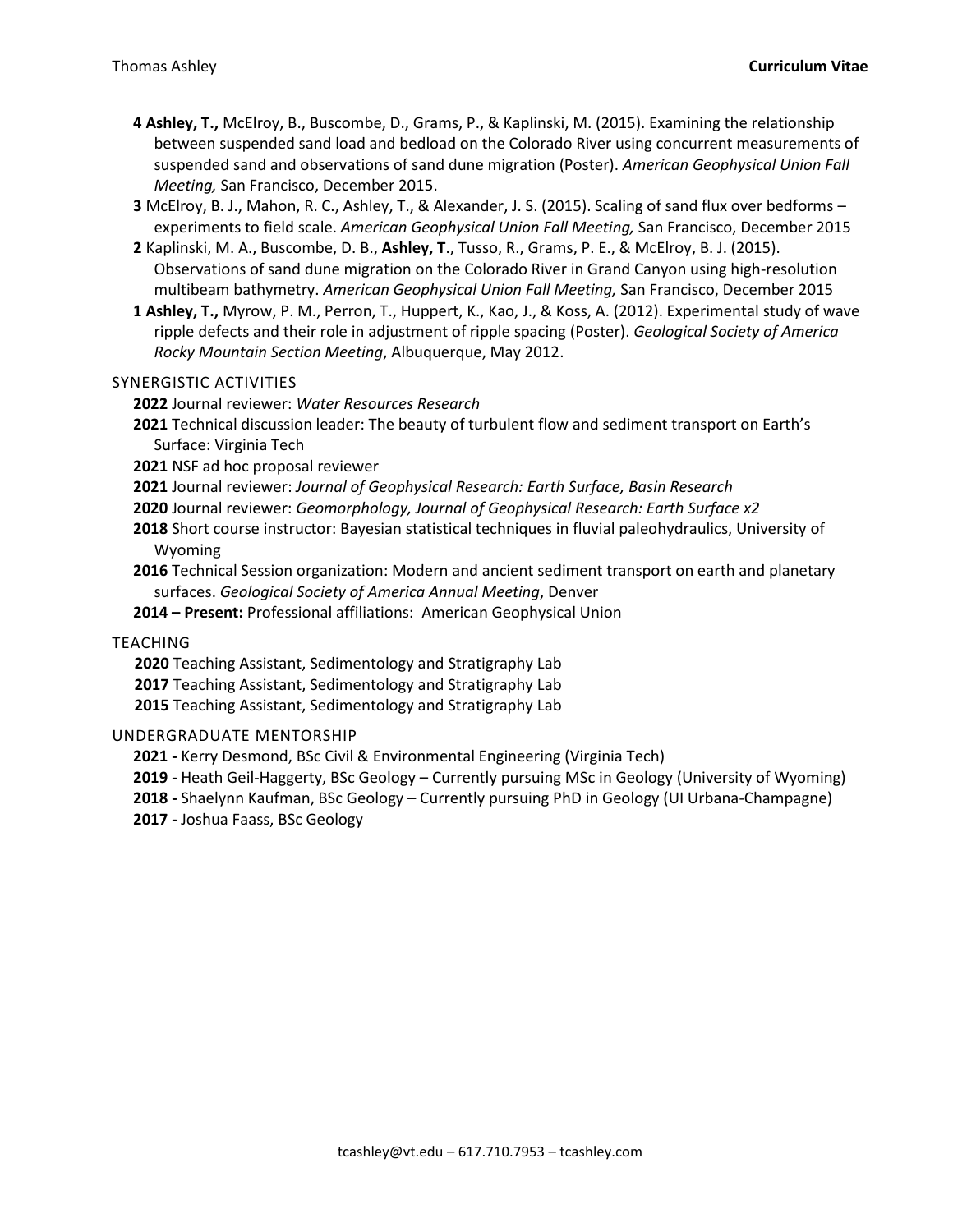**4** **Ashley, T.,** McElroy, B., Buscombe, D., Grams, P., & Kaplinski, M. (2015). Examining the relationship between suspended sand load and bedload on the Colorado River using concurrent measurements of suspended sand and observations of sand dune migration (Poster). *American Geophysical Union Fall Meeting,* San Francisco, December 2015.

**3** McElroy, B. J., Mahon, R. C., Ashley, T., & Alexander, J. S. (2015). Scaling of sand flux over bedforms – experiments to field scale. *American Geophysical Union Fall Meeting,* San Francisco, December 2015

**2** Kaplinski, M. A., Buscombe, D. B., **Ashley, T**., Tusso, R., Grams, P. E., & McElroy, B. J. (2015). Observations of sand dune migration on the Colorado River in Grand Canyon using high-resolution multibeam bathymetry. *American Geophysical Union Fall Meeting,* San Francisco, December 2015

**1** **Ashley, T.,** Myrow, P. M., Perron, T., Huppert, K., Kao, J., & Koss, A. (2012). Experimental study of wave ripple defects and their role in adjustment of ripple spacing (Poster). *Geological Society of America Rocky Mountain Section Meeting*, Albuquerque, May 2012.

## SYNERGISTIC ACTIVITIES

**2022** Journal reviewer: *Water Resources Research*

**2021** Technical discussion leader: The beauty of turbulent flow and sediment transport on Earth's Surface: Virginia Tech

**2021** NSF ad hoc proposal reviewer

**2021** Journal reviewer: *Journal of Geophysical Research: Earth Surface, Basin Research*

**2020** Journal reviewer: *Geomorphology, Journal of Geophysical Research: Earth Surface x2*

**2018** Short course instructor: Bayesian statistical techniques in fluvial paleohydraulics, University of Wyoming

**2016** Technical Session organization: Modern and ancient sediment transport on earth and planetary surfaces. *Geological Society of America Annual Meeting*, Denver

**2014 – Present:** Professional affiliations: American Geophysical Union

## TEACHING

**2020** Teaching Assistant, Sedimentology and Stratigraphy Lab

**2017** Teaching Assistant, Sedimentology and Stratigraphy Lab

**2015** Teaching Assistant, Sedimentology and Stratigraphy Lab

## UNDERGRADUATE MENTORSHIP

**2021 -** Kerry Desmond, BSc Civil & Environmental Engineering (Virginia Tech)

**2019 -** Heath Geil-Haggerty, BSc Geology – Currently pursuing MSc in Geology (University of Wyoming)

**2018 -** Shaelynn Kaufman, BSc Geology – Currently pursuing PhD in Geology (UI Urbana-Champagne)

**2017 -** Joshua Faass, BSc Geology